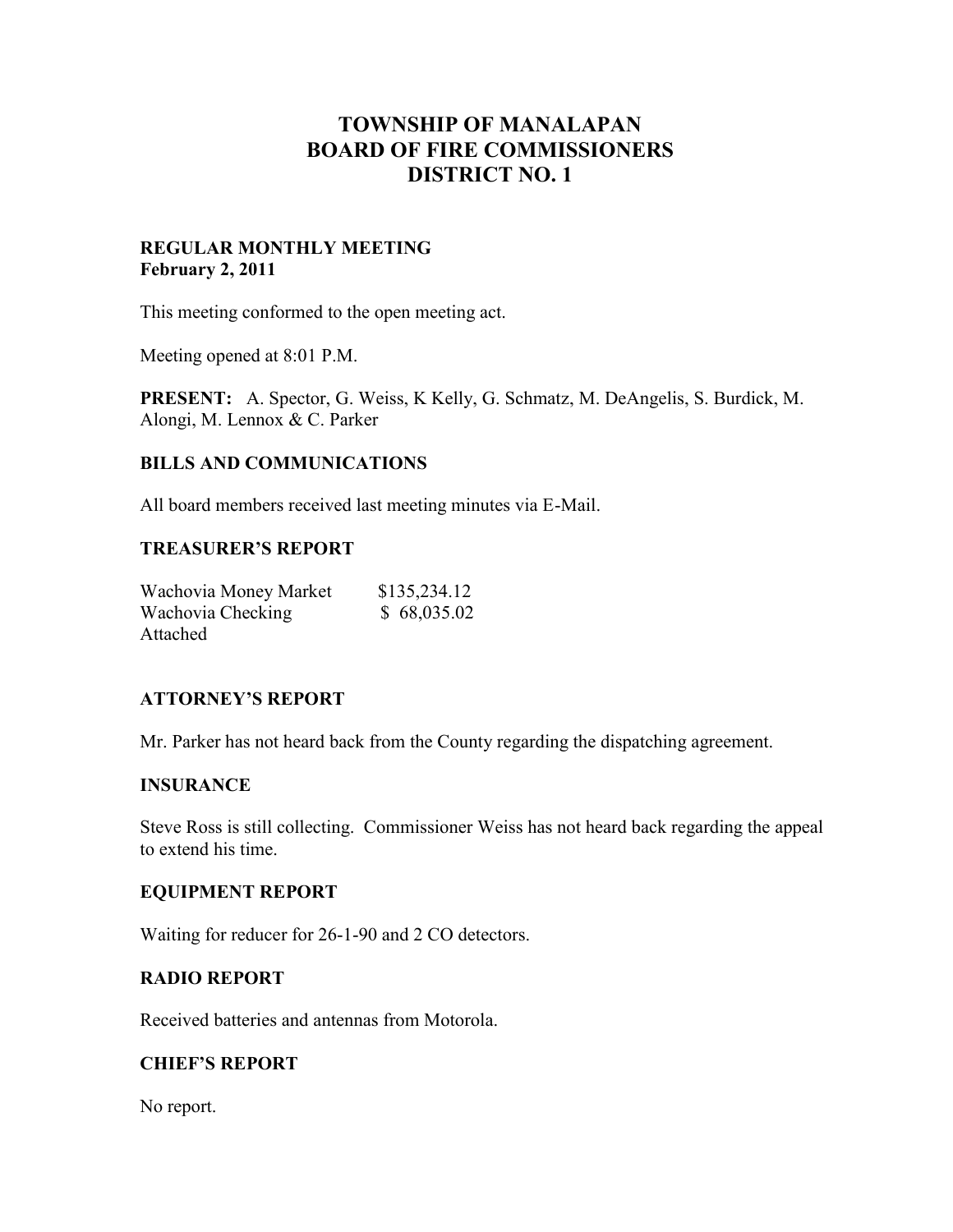# TOWNSHIP OF MANALAPAN
# BOARD OF FIRE COMMISSIONERS
# DISTRICT NO. 1

**REGULAR MONTHLY MEETING**
**February 2, 2011**

This meeting conformed to the open meeting act.

Meeting opened at 8:01 P.M.

**PRESENT:** A. Spector, G. Weiss, K Kelly, G. Schmatz, M. DeAngelis, S. Burdick, M. Alongi, M. Lennox & C. Parker

## BILLS AND COMMUNICATIONS

All board members received last meeting minutes via E-Mail.

## TREASURER'S REPORT

| | |
|---|---|
| Wachovia Money Market | $135,234.12 |
| Wachovia Checking | $ 68,035.02 |

Attached

## ATTORNEY'S REPORT

Mr. Parker has not heard back from the County regarding the dispatching agreement.

## INSURANCE

Steve Ross is still collecting. Commissioner Weiss has not heard back regarding the appeal to extend his time.

## EQUIPMENT REPORT

Waiting for reducer for 26-1-90 and 2 CO detectors.

## RADIO REPORT

Received batteries and antennas from Motorola.

## CHIEF'S REPORT

No report.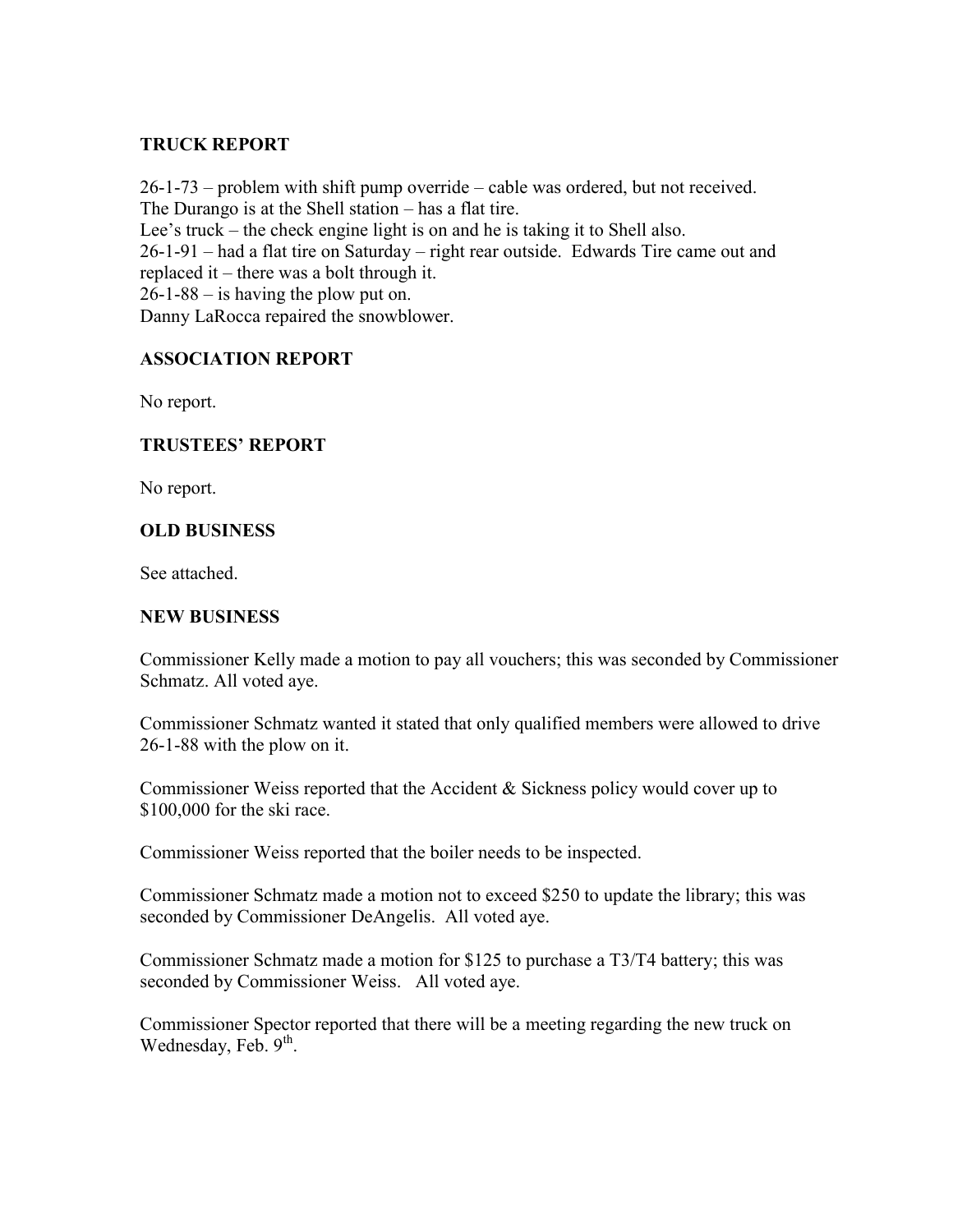## TRUCK REPORT

26-1-73 – problem with shift pump override – cable was ordered, but not received.
The Durango is at the Shell station – has a flat tire.
Lee's truck – the check engine light is on and he is taking it to Shell also.
26-1-91 – had a flat tire on Saturday – right rear outside. Edwards Tire came out and replaced it – there was a bolt through it.
26-1-88 – is having the plow put on.
Danny LaRocca repaired the snowblower.

## ASSOCIATION REPORT

No report.

## TRUSTEES' REPORT

No report.

## OLD BUSINESS

See attached.

## NEW BUSINESS

Commissioner Kelly made a motion to pay all vouchers; this was seconded by Commissioner Schmatz. All voted aye.

Commissioner Schmatz wanted it stated that only qualified members were allowed to drive 26-1-88 with the plow on it.

Commissioner Weiss reported that the Accident & Sickness policy would cover up to $100,000 for the ski race.

Commissioner Weiss reported that the boiler needs to be inspected.

Commissioner Schmatz made a motion not to exceed $250 to update the library; this was seconded by Commissioner DeAngelis. All voted aye.

Commissioner Schmatz made a motion for $125 to purchase a T3/T4 battery; this was seconded by Commissioner Weiss. All voted aye.

Commissioner Spector reported that there will be a meeting regarding the new truck on Wednesday, Feb. 9th.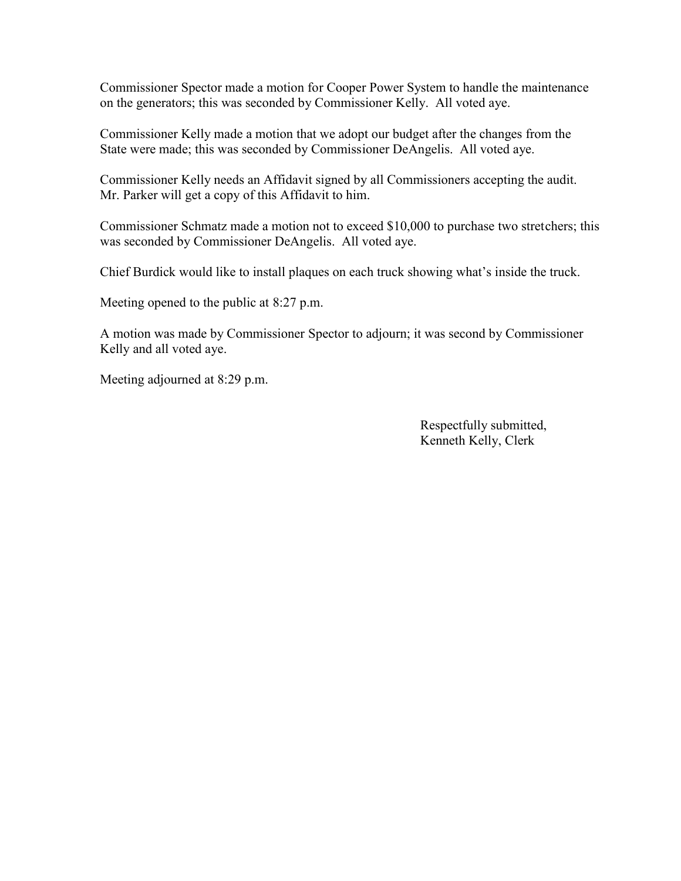Commissioner Spector made a motion for Cooper Power System to handle the maintenance on the generators; this was seconded by Commissioner Kelly. All voted aye.

Commissioner Kelly made a motion that we adopt our budget after the changes from the State were made; this was seconded by Commissioner DeAngelis. All voted aye.

Commissioner Kelly needs an Affidavit signed by all Commissioners accepting the audit. Mr. Parker will get a copy of this Affidavit to him.

Commissioner Schmatz made a motion not to exceed $10,000 to purchase two stretchers; this was seconded by Commissioner DeAngelis. All voted aye.

Chief Burdick would like to install plaques on each truck showing what's inside the truck.

Meeting opened to the public at 8:27 p.m.

A motion was made by Commissioner Spector to adjourn; it was second by Commissioner Kelly and all voted aye.

Meeting adjourned at 8:29 p.m.

Respectfully submitted,
Kenneth Kelly, Clerk